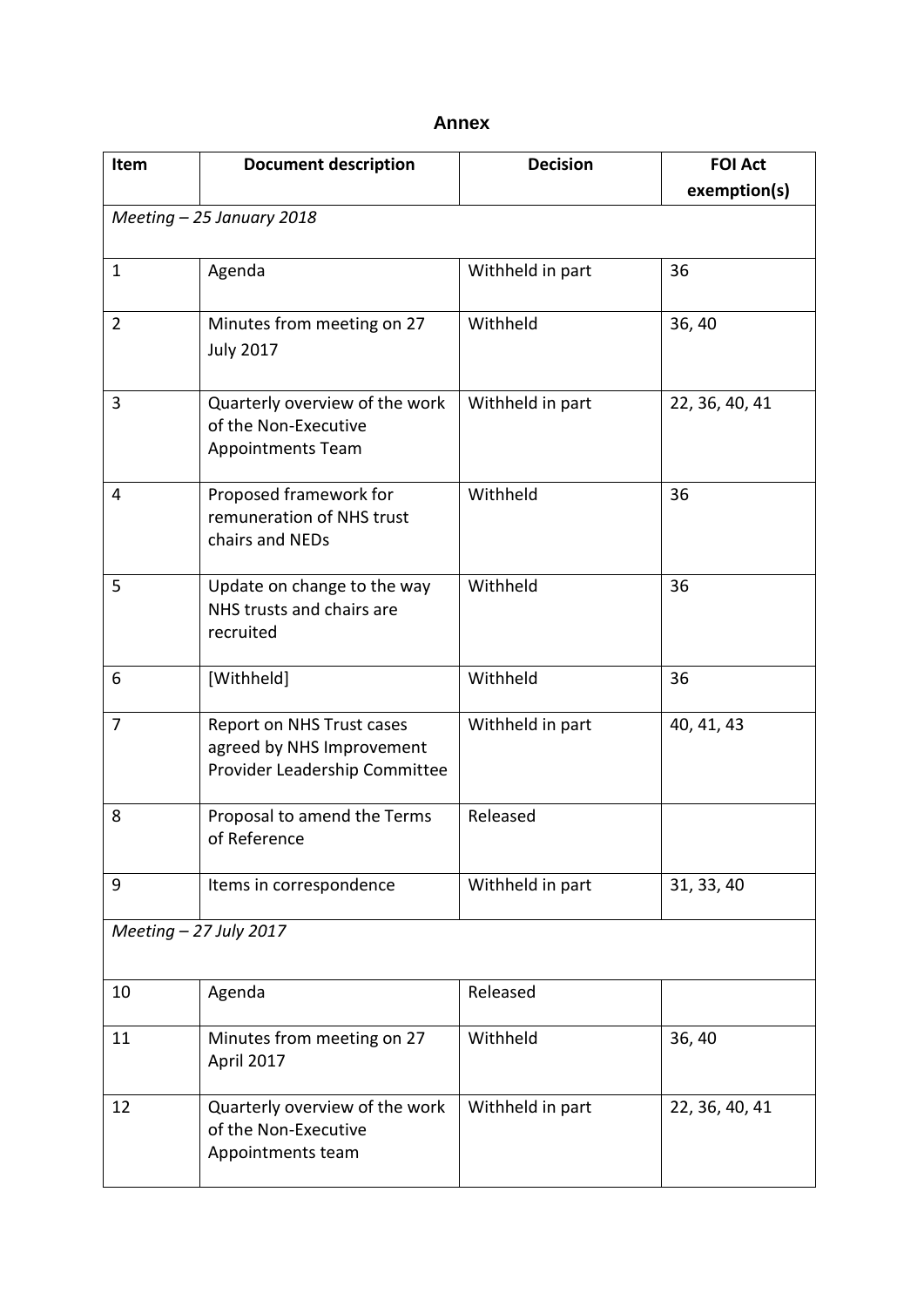## Annex

| Item | Document description | Decision | FOI Act exemption(s) |
|---|---|---|---|
| *Meeting – 25 January 2018* | | | |
| 1 | Agenda | Withheld in part | 36 |
| 2 | Minutes from meeting on 27 July 2017 | Withheld | 36, 40 |
| 3 | Quarterly overview of the work of the Non-Executive Appointments Team | Withheld in part | 22, 36, 40, 41 |
| 4 | Proposed framework for remuneration of NHS trust chairs and NEDs | Withheld | 36 |
| 5 | Update on change to the way NHS trusts and chairs are recruited | Withheld | 36 |
| 6 | [Withheld] | Withheld | 36 |
| 7 | Report on NHS Trust cases agreed by NHS Improvement Provider Leadership Committee | Withheld in part | 40, 41, 43 |
| 8 | Proposal to amend the Terms of Reference | Released | |
| 9 | Items in correspondence | Withheld in part | 31, 33, 40 |
| *Meeting – 27 July 2017* | | | |
| 10 | Agenda | Released | |
| 11 | Minutes from meeting on 27 April 2017 | Withheld | 36, 40 |
| 12 | Quarterly overview of the work of the Non-Executive Appointments team | Withheld in part | 22, 36, 40, 41 |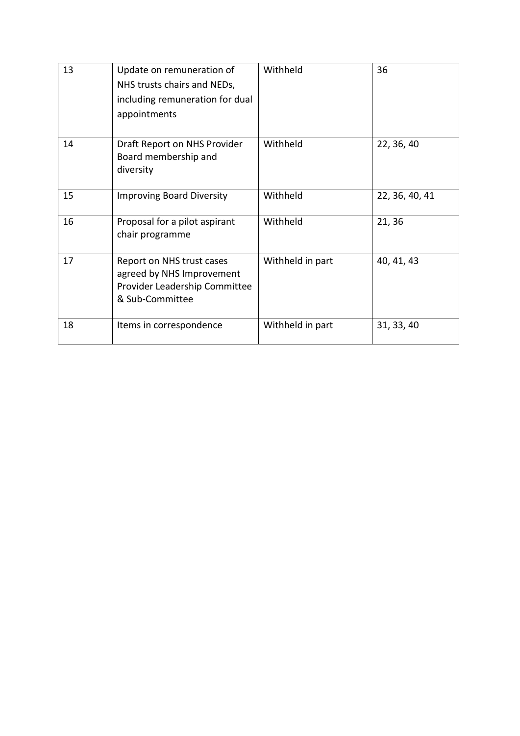| | | | |
|---|---|---|---|
| 13 | Update on remuneration of NHS trusts chairs and NEDs, including remuneration for dual appointments | Withheld | 36 |
| 14 | Draft Report on NHS Provider Board membership and diversity | Withheld | 22, 36, 40 |
| 15 | Improving Board Diversity | Withheld | 22, 36, 40, 41 |
| 16 | Proposal for a pilot aspirant chair programme | Withheld | 21, 36 |
| 17 | Report on NHS trust cases agreed by NHS Improvement Provider Leadership Committee & Sub-Committee | Withheld in part | 40, 41, 43 |
| 18 | Items in correspondence | Withheld in part | 31, 33, 40 |